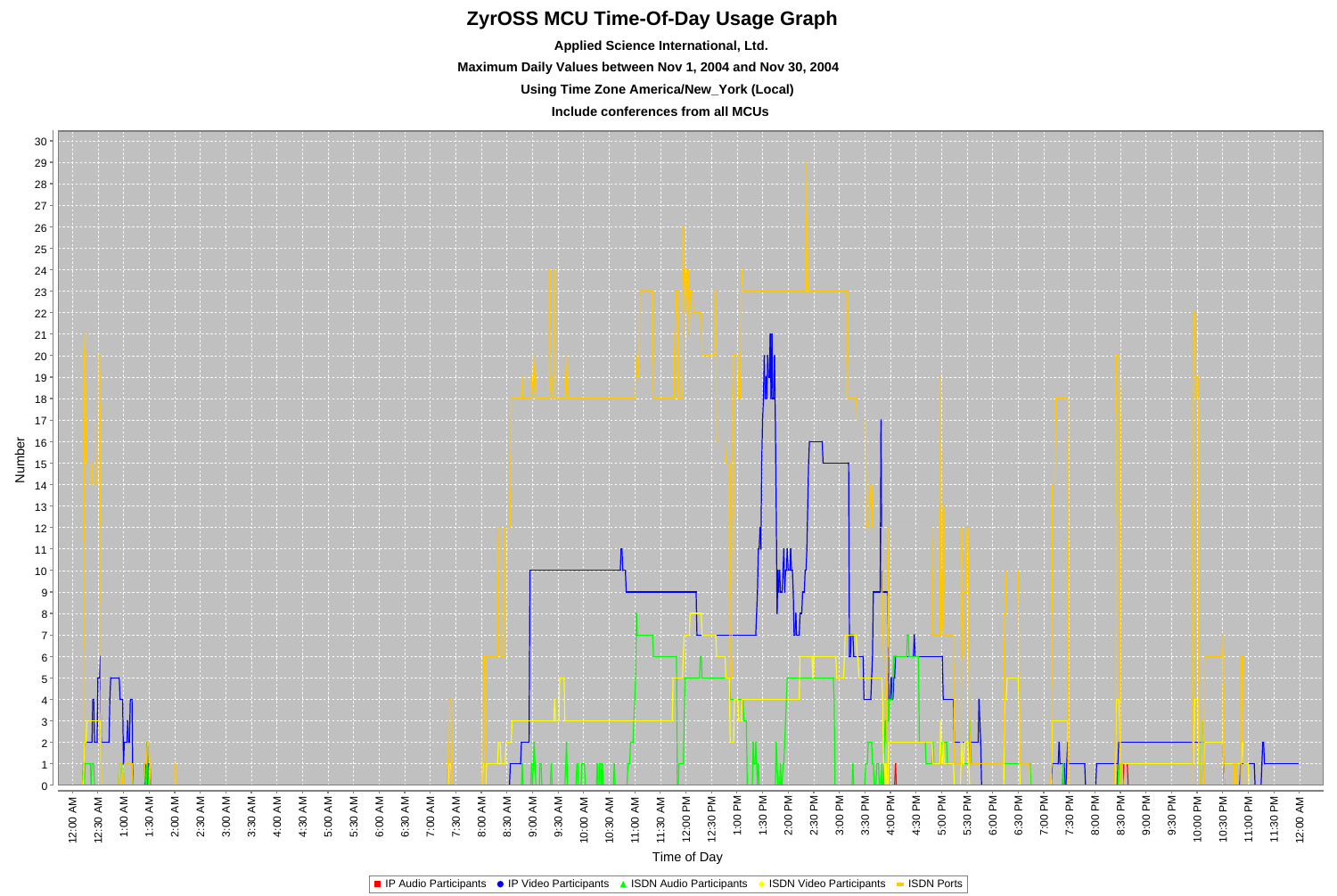# ZyrOSS MCU Time-Of-Day Usage Graph

**Applied Science International, Ltd.**

**Maximum Daily Values between Nov 1, 2004 and Nov 30, 2004**

**Using Time Zone America/New_York (Local)**

**Include conferences from all MCUs**

Number

Time of Day

IP Audio Participants · IP Video Participants · ISDN Audio Participants · ISDN Video Participants · ISDN Ports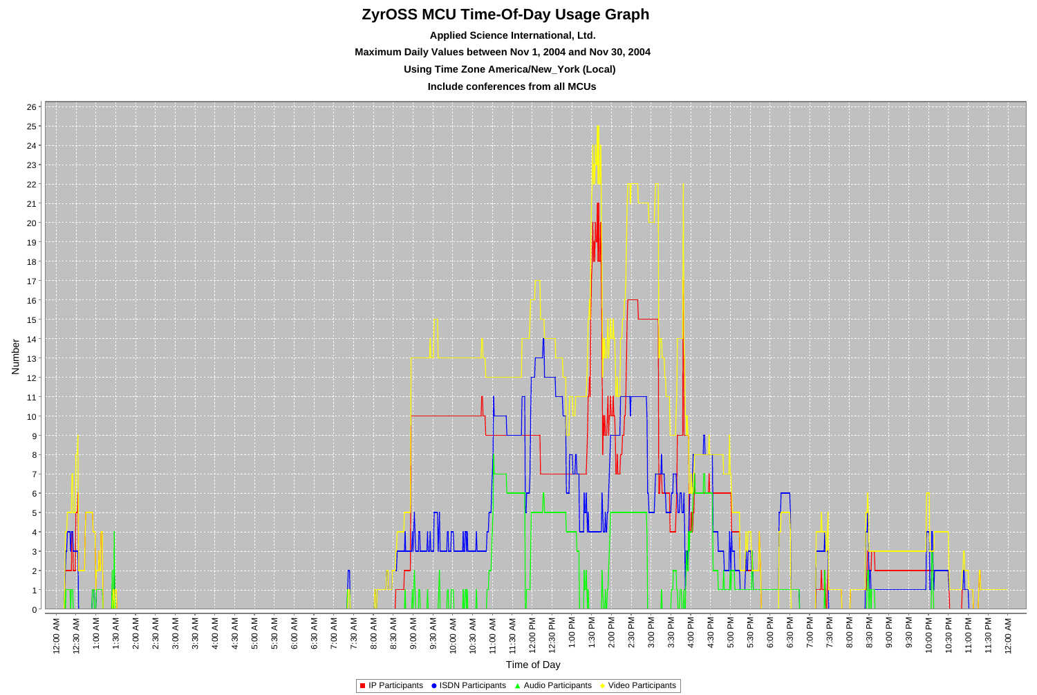# ZyrOSS MCU Time-Of-Day Usage Graph

**Applied Science International, Ltd.**

**Maximum Daily Values between Nov 1, 2004 and Nov 30, 2004**

**Using Time Zone America/New_York (Local)**

**Include conferences from all MCUs**

Number

Time of Day

IP Participants · ISDN Participants · Audio Participants · Video Participants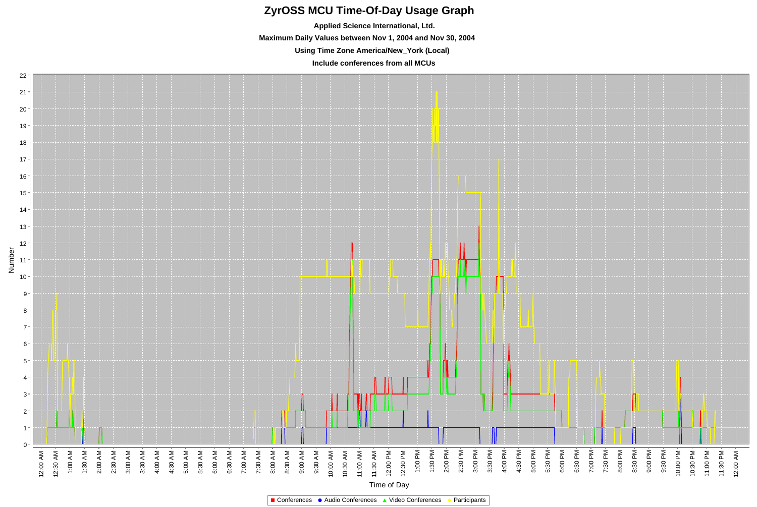# ZyrOSS MCU Time-Of-Day Usage Graph

**Applied Science International, Ltd.**

**Maximum Daily Values between Nov 1, 2004 and Nov 30, 2004**

**Using Time Zone America/New_York (Local)**

**Include conferences from all MCUs**

Number

22
21
20
19
18
17
16
15
14
13
12
11
10
9
8
7
6
5
4
3
2
1
0

12:00 AM, 12:30 AM, 1:00 AM, 1:30 AM, 2:00 AM, 2:30 AM, 3:00 AM, 3:30 AM, 4:00 AM, 4:30 AM, 5:00 AM, 5:30 AM, 6:00 AM, 6:30 AM, 7:00 AM, 7:30 AM, 8:00 AM, 8:30 AM, 9:00 AM, 9:30 AM, 10:00 AM, 10:30 AM, 11:00 AM, 11:30 AM, 12:00 PM, 12:30 PM, 1:00 PM, 1:30 PM, 2:00 PM, 2:30 PM, 3:00 PM, 3:30 PM, 4:00 PM, 4:30 PM, 5:00 PM, 5:30 PM, 6:00 PM, 6:30 PM, 7:00 PM, 7:30 PM, 8:00 PM, 8:30 PM, 9:00 PM, 9:30 PM, 10:00 PM, 10:30 PM, 11:00 PM, 11:30 PM, 12:00 AM

Time of Day

Conferences, Audio Conferences, Video Conferences, Participants